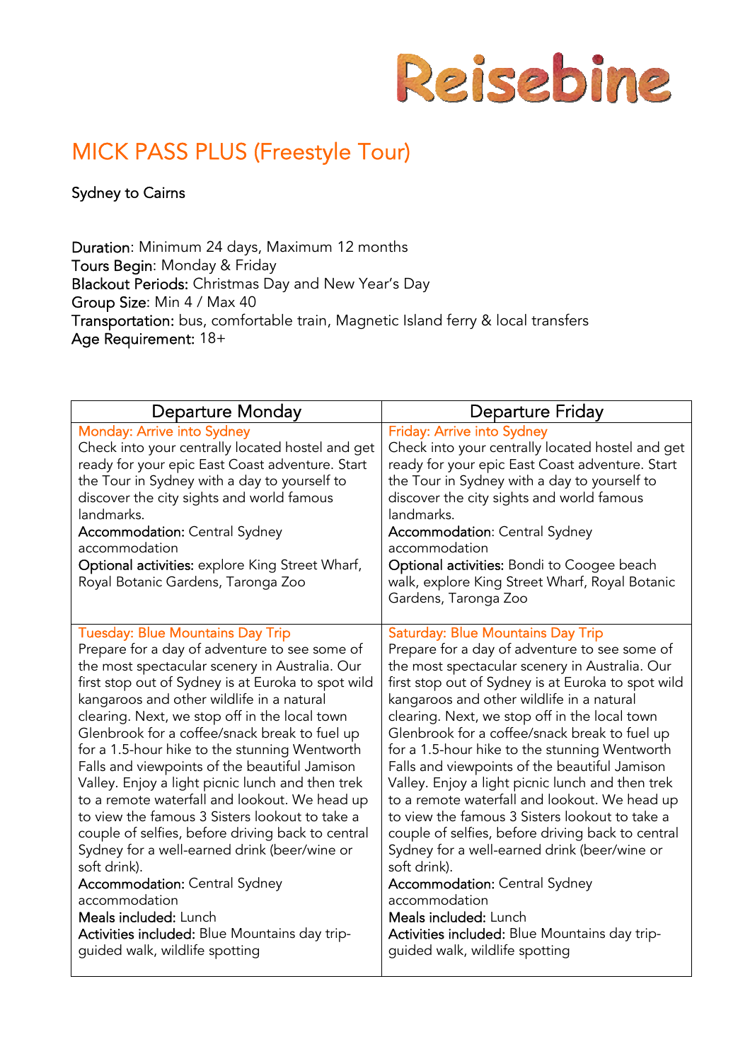Reisebine

# MICK PASS PLUS (Freestyle Tour)

Sydney to Cairns

**Duration**: Minimum 24 days, Maximum 12 months
**Tours Begin**: Monday & Friday
**Blackout Periods:** Christmas Day and New Year's Day
**Group Size**: Min 4 / Max 40
**Transportation:** bus, comfortable train, Magnetic Island ferry & local transfers
**Age Requirement:** 18+

| Departure Monday | Departure Friday |
|---|---|
| Monday: Arrive into Sydney<br>Check into your centrally located hostel and get ready for your epic East Coast adventure. Start the Tour in Sydney with a day to yourself to discover the city sights and world famous landmarks.<br>**Accommodation:** Central Sydney accommodation<br>**Optional activities:** explore King Street Wharf, Royal Botanic Gardens, Taronga Zoo | Friday: Arrive into Sydney<br>Check into your centrally located hostel and get ready for your epic East Coast adventure. Start the Tour in Sydney with a day to yourself to discover the city sights and world famous landmarks.<br>**Accommodation**: Central Sydney accommodation<br>**Optional activities:** Bondi to Coogee beach walk, explore King Street Wharf, Royal Botanic Gardens, Taronga Zoo |
| Tuesday: Blue Mountains Day Trip<br>Prepare for a day of adventure to see some of the most spectacular scenery in Australia. Our first stop out of Sydney is at Euroka to spot wild kangaroos and other wildlife in a natural clearing. Next, we stop off in the local town Glenbrook for a coffee/snack break to fuel up for a 1.5-hour hike to the stunning Wentworth Falls and viewpoints of the beautiful Jamison Valley. Enjoy a light picnic lunch and then trek to a remote waterfall and lookout. We head up to view the famous 3 Sisters lookout to take a couple of selfies, before driving back to central Sydney for a well-earned drink (beer/wine or soft drink).<br>**Accommodation:** Central Sydney accommodation<br>**Meals included:** Lunch<br>**Activities included:** Blue Mountains day trip-guided walk, wildlife spotting | Saturday: Blue Mountains Day Trip<br>Prepare for a day of adventure to see some of the most spectacular scenery in Australia. Our first stop out of Sydney is at Euroka to spot wild kangaroos and other wildlife in a natural clearing. Next, we stop off in the local town Glenbrook for a coffee/snack break to fuel up for a 1.5-hour hike to the stunning Wentworth Falls and viewpoints of the beautiful Jamison Valley. Enjoy a light picnic lunch and then trek to a remote waterfall and lookout. We head up to view the famous 3 Sisters lookout to take a couple of selfies, before driving back to central Sydney for a well-earned drink (beer/wine or soft drink).<br>**Accommodation:** Central Sydney accommodation<br>**Meals included:** Lunch<br>**Activities included:** Blue Mountains day trip-guided walk, wildlife spotting |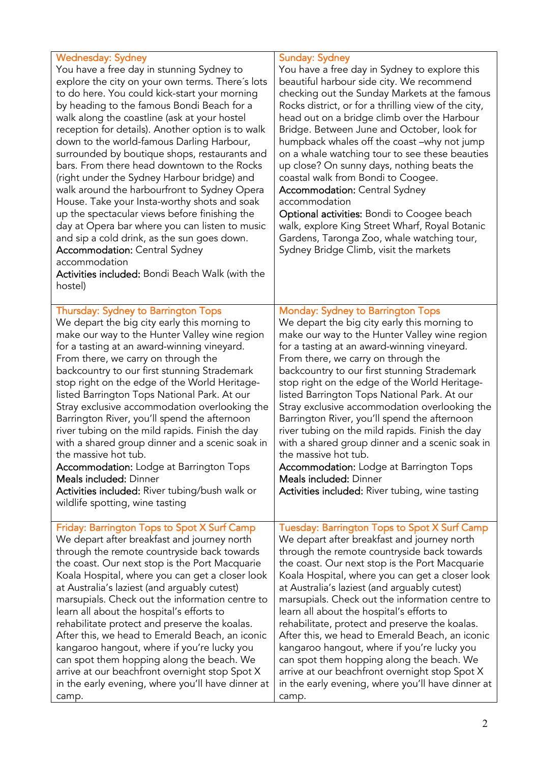### Wednesday: Sydney

You have a free day in stunning Sydney to explore the city on your own terms. There´s lots to do here. You could kick-start your morning by heading to the famous Bondi Beach for a walk along the coastline (ask at your hostel reception for details). Another option is to walk down to the world-famous Darling Harbour, surrounded by boutique shops, restaurants and bars. From there head downtown to the Rocks (right under the Sydney Harbour bridge) and walk around the harbourfront to Sydney Opera House. Take your Insta-worthy shots and soak up the spectacular views before finishing the day at Opera bar where you can listen to music and sip a cold drink, as the sun goes down.

**Accommodation:** Central Sydney accommodation

**Activities included:** Bondi Beach Walk (with the hostel)

### Thursday: Sydney to Barrington Tops

We depart the big city early this morning to make our way to the Hunter Valley wine region for a tasting at an award-winning vineyard. From there, we carry on through the backcountry to our first stunning Strademark stop right on the edge of the World Heritage-listed Barrington Tops National Park. At our Stray exclusive accommodation overlooking the Barrington River, you'll spend the afternoon river tubing on the mild rapids. Finish the day with a shared group dinner and a scenic soak in the massive hot tub.

**Accommodation:** Lodge at Barrington Tops

**Meals included:** Dinner

**Activities included:** River tubing/bush walk or wildlife spotting, wine tasting

### Friday: Barrington Tops to Spot X Surf Camp

We depart after breakfast and journey north through the remote countryside back towards the coast. Our next stop is the Port Macquarie Koala Hospital, where you can get a closer look at Australia's laziest (and arguably cutest) marsupials. Check out the information centre to learn all about the hospital's efforts to rehabilitate protect and preserve the koalas. After this, we head to Emerald Beach, an iconic kangaroo hangout, where if you're lucky you can spot them hopping along the beach. We arrive at our beachfront overnight stop Spot X in the early evening, where you'll have dinner at camp.

### Sunday: Sydney

You have a free day in Sydney to explore this beautiful harbour side city. We recommend checking out the Sunday Markets at the famous Rocks district, or for a thrilling view of the city, head out on a bridge climb over the Harbour Bridge. Between June and October, look for humpback whales off the coast –why not jump on a whale watching tour to see these beauties up close? On sunny days, nothing beats the coastal walk from Bondi to Coogee.

**Accommodation:** Central Sydney accommodation

**Optional activities:** Bondi to Coogee beach walk, explore King Street Wharf, Royal Botanic Gardens, Taronga Zoo, whale watching tour, Sydney Bridge Climb, visit the markets

### Monday: Sydney to Barrington Tops

We depart the big city early this morning to make our way to the Hunter Valley wine region for a tasting at an award-winning vineyard. From there, we carry on through the backcountry to our first stunning Strademark stop right on the edge of the World Heritage-listed Barrington Tops National Park. At our Stray exclusive accommodation overlooking the Barrington River, you'll spend the afternoon river tubing on the mild rapids. Finish the day with a shared group dinner and a scenic soak in the massive hot tub.

**Accommodation:** Lodge at Barrington Tops

**Meals included:** Dinner

**Activities included:** River tubing, wine tasting

### Tuesday: Barrington Tops to Spot X Surf Camp

We depart after breakfast and journey north through the remote countryside back towards the coast. Our next stop is the Port Macquarie Koala Hospital, where you can get a closer look at Australia's laziest (and arguably cutest) marsupials. Check out the information centre to learn all about the hospital's efforts to rehabilitate, protect and preserve the koalas. After this, we head to Emerald Beach, an iconic kangaroo hangout, where if you're lucky you can spot them hopping along the beach. We arrive at our beachfront overnight stop Spot X in the early evening, where you'll have dinner at camp.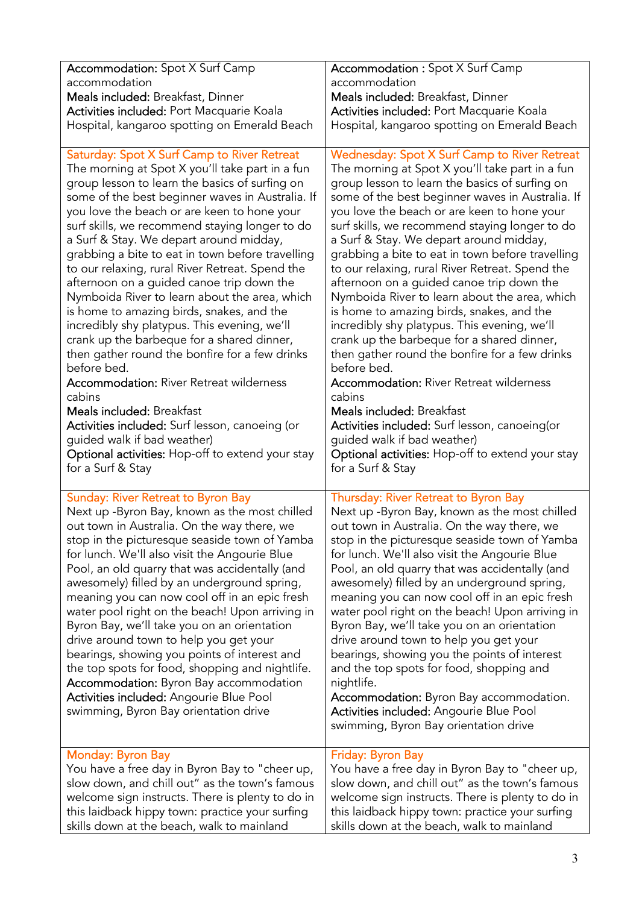| | |
|---|---|
| **Accommodation:** Spot X Surf Camp accommodation<br>**Meals included:** Breakfast, Dinner<br>**Activities included:** Port Macquarie Koala Hospital, kangaroo spotting on Emerald Beach | **Accommodation :** Spot X Surf Camp accommodation<br>**Meals included:** Breakfast, Dinner<br>**Activities included:** Port Macquarie Koala Hospital, kangaroo spotting on Emerald Beach |
| **Saturday: Spot X Surf Camp to River Retreat**<br>The morning at Spot X you'll take part in a fun group lesson to learn the basics of surfing on some of the best beginner waves in Australia. If you love the beach or are keen to hone your surf skills, we recommend staying longer to do a Surf & Stay. We depart around midday, grabbing a bite to eat in town before travelling to our relaxing, rural River Retreat. Spend the afternoon on a guided canoe trip down the Nymboida River to learn about the area, which is home to amazing birds, snakes, and the incredibly shy platypus. This evening, we'll crank up the barbeque for a shared dinner, then gather round the bonfire for a few drinks before bed.<br>**Accommodation:** River Retreat wilderness cabins<br>**Meals included:** Breakfast<br>**Activities included:** Surf lesson, canoeing (or guided walk if bad weather)<br>**Optional activities:** Hop-off to extend your stay for a Surf & Stay | **Wednesday: Spot X Surf Camp to River Retreat**<br>The morning at Spot X you'll take part in a fun group lesson to learn the basics of surfing on some of the best beginner waves in Australia. If you love the beach or are keen to hone your surf skills, we recommend staying longer to do a Surf & Stay. We depart around midday, grabbing a bite to eat in town before travelling to our relaxing, rural River Retreat. Spend the afternoon on a guided canoe trip down the Nymboida River to learn about the area, which is home to amazing birds, snakes, and the incredibly shy platypus. This evening, we'll crank up the barbeque for a shared dinner, then gather round the bonfire for a few drinks before bed.<br>**Accommodation:** River Retreat wilderness cabins<br>**Meals included:** Breakfast<br>**Activities included:** Surf lesson, canoeing(or guided walk if bad weather)<br>**Optional activities:** Hop-off to extend your stay for a Surf & Stay |
| **Sunday: River Retreat to Byron Bay**<br>Next up -Byron Bay, known as the most chilled out town in Australia. On the way there, we stop in the picturesque seaside town of Yamba for lunch. We'll also visit the Angourie Blue Pool, an old quarry that was accidentally (and awesomely) filled by an underground spring, meaning you can now cool off in an epic fresh water pool right on the beach! Upon arriving in Byron Bay, we'll take you on an orientation drive around town to help you get your bearings, showing you points of interest and the top spots for food, shopping and nightlife.<br>**Accommodation:** Byron Bay accommodation<br>**Activities included:** Angourie Blue Pool swimming, Byron Bay orientation drive | **Thursday: River Retreat to Byron Bay**<br>Next up -Byron Bay, known as the most chilled out town in Australia. On the way there, we stop in the picturesque seaside town of Yamba for lunch. We'll also visit the Angourie Blue Pool, an old quarry that was accidentally (and awesomely) filled by an underground spring, meaning you can now cool off in an epic fresh water pool right on the beach! Upon arriving in Byron Bay, we'll take you on an orientation drive around town to help you get your bearings, showing you the points of interest and the top spots for food, shopping and nightlife.<br>**Accommodation:** Byron Bay accommodation.<br>**Activities included:** Angourie Blue Pool swimming, Byron Bay orientation drive |
| **Monday: Byron Bay**<br>You have a free day in Byron Bay to "cheer up, slow down, and chill out" as the town's famous welcome sign instructs. There is plenty to do in this laidback hippy town: practice your surfing skills down at the beach, walk to mainland | **Friday: Byron Bay**<br>You have a free day in Byron Bay to "cheer up, slow down, and chill out" as the town's famous welcome sign instructs. There is plenty to do in this laidback hippy town: practice your surfing skills down at the beach, walk to mainland |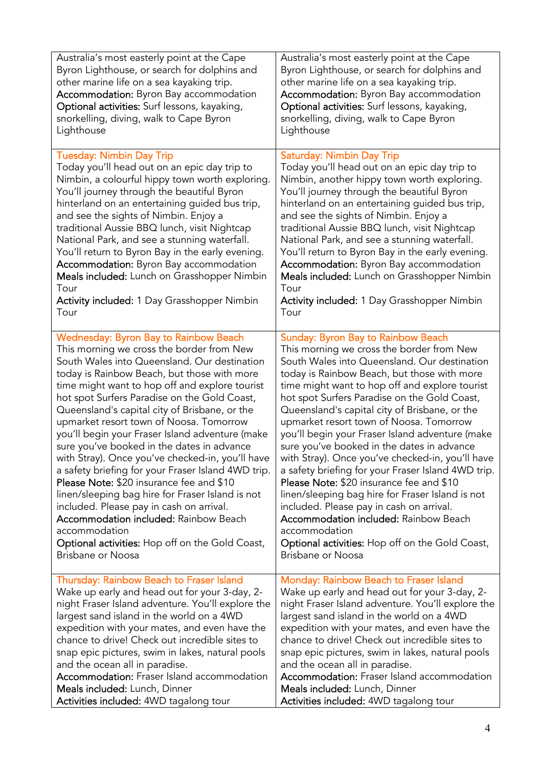| | |
|---|---|
| Australia's most easterly point at the Cape Byron Lighthouse, or search for dolphins and other marine life on a sea kayaking trip.<br>**Accommodation:** Byron Bay accommodation<br>**Optional activities:** Surf lessons, kayaking, snorkelling, diving, walk to Cape Byron Lighthouse | Australia's most easterly point at the Cape Byron Lighthouse, or search for dolphins and other marine life on a sea kayaking trip.<br>**Accommodation:** Byron Bay accommodation<br>**Optional activities:** Surf lessons, kayaking, snorkelling, diving, walk to Cape Byron Lighthouse |
| **Tuesday: Nimbin Day Trip**<br>Today you'll head out on an epic day trip to Nimbin, a colourful hippy town worth exploring. You'll journey through the beautiful Byron hinterland on an entertaining guided bus trip, and see the sights of Nimbin. Enjoy a traditional Aussie BBQ lunch, visit Nightcap National Park, and see a stunning waterfall. You'll return to Byron Bay in the early evening.<br>**Accommodation:** Byron Bay accommodation<br>**Meals included:** Lunch on Grasshopper Nimbin Tour<br>**Activity included:** 1 Day Grasshopper Nimbin Tour | **Saturday: Nimbin Day Trip**<br>Today you'll head out on an epic day trip to Nimbin, another hippy town worth exploring. You'll journey through the beautiful Byron hinterland on an entertaining guided bus trip, and see the sights of Nimbin. Enjoy a traditional Aussie BBQ lunch, visit Nightcap National Park, and see a stunning waterfall. You'll return to Byron Bay in the early evening.<br>**Accommodation:** Byron Bay accommodation<br>**Meals included:** Lunch on Grasshopper Nimbin Tour<br>**Activity included:** 1 Day Grasshopper Nimbin Tour |
| **Wednesday: Byron Bay to Rainbow Beach**<br>This morning we cross the border from New South Wales into Queensland. Our destination today is Rainbow Beach, but those with more time might want to hop off and explore tourist hot spot Surfers Paradise on the Gold Coast, Queensland's capital city of Brisbane, or the upmarket resort town of Noosa. Tomorrow you'll begin your Fraser Island adventure (make sure you've booked in the dates in advance with Stray). Once you've checked-in, you'll have a safety briefing for your Fraser Island 4WD trip.<br>**Please Note:** $20 insurance fee and $10 linen/sleeping bag hire for Fraser Island is not included. Please pay in cash on arrival.<br>**Accommodation included:** Rainbow Beach accommodation<br>**Optional activities:** Hop off on the Gold Coast, Brisbane or Noosa | **Sunday: Byron Bay to Rainbow Beach**<br>This morning we cross the border from New South Wales into Queensland. Our destination today is Rainbow Beach, but those with more time might want to hop off and explore tourist hot spot Surfers Paradise on the Gold Coast, Queensland's capital city of Brisbane, or the upmarket resort town of Noosa. Tomorrow you'll begin your Fraser Island adventure (make sure you've booked in the dates in advance with Stray). Once you've checked-in, you'll have a safety briefing for your Fraser Island 4WD trip.<br>**Please Note:** $20 insurance fee and $10 linen/sleeping bag hire for Fraser Island is not included. Please pay in cash on arrival.<br>**Accommodation included:** Rainbow Beach accommodation<br>**Optional activities:** Hop off on the Gold Coast, Brisbane or Noosa |
| **Thursday: Rainbow Beach to Fraser Island**<br>Wake up early and head out for your 3-day, 2-night Fraser Island adventure. You'll explore the largest sand island in the world on a 4WD expedition with your mates, and even have the chance to drive! Check out incredible sites to snap epic pictures, swim in lakes, natural pools and the ocean all in paradise.<br>**Accommodation:** Fraser Island accommodation<br>**Meals included:** Lunch, Dinner<br>**Activities included:** 4WD tagalong tour | **Monday: Rainbow Beach to Fraser Island**<br>Wake up early and head out for your 3-day, 2-night Fraser Island adventure. You'll explore the largest sand island in the world on a 4WD expedition with your mates, and even have the chance to drive! Check out incredible sites to snap epic pictures, swim in lakes, natural pools and the ocean all in paradise.<br>**Accommodation:** Fraser Island accommodation<br>**Meals included:** Lunch, Dinner<br>**Activities included:** 4WD tagalong tour |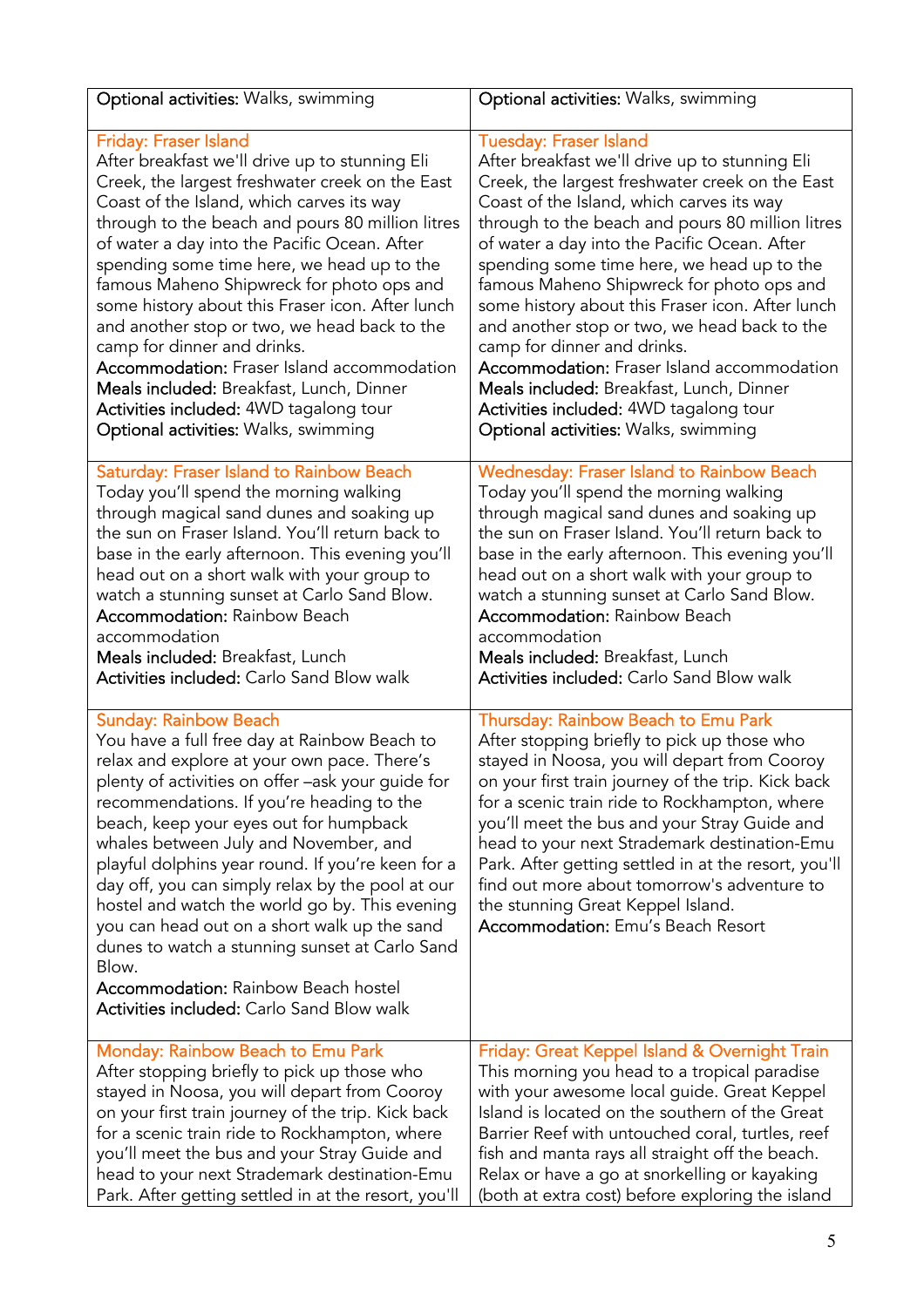| | |
|---|---|
| **Optional activities:** Walks, swimming | **Optional activities:** Walks, swimming |
| Friday: Fraser Island<br>After breakfast we'll drive up to stunning Eli Creek, the largest freshwater creek on the East Coast of the Island, which carves its way through to the beach and pours 80 million litres of water a day into the Pacific Ocean. After spending some time here, we head up to the famous Maheno Shipwreck for photo ops and some history about this Fraser icon. After lunch and another stop or two, we head back to the camp for dinner and drinks.<br>**Accommodation:** Fraser Island accommodation<br>**Meals included:** Breakfast, Lunch, Dinner<br>**Activities included:** 4WD tagalong tour<br>**Optional activities:** Walks, swimming | Tuesday: Fraser Island<br>After breakfast we'll drive up to stunning Eli Creek, the largest freshwater creek on the East Coast of the Island, which carves its way through to the beach and pours 80 million litres of water a day into the Pacific Ocean. After spending some time here, we head up to the famous Maheno Shipwreck for photo ops and some history about this Fraser icon. After lunch and another stop or two, we head back to the camp for dinner and drinks.<br>**Accommodation:** Fraser Island accommodation<br>**Meals included:** Breakfast, Lunch, Dinner<br>**Activities included:** 4WD tagalong tour<br>**Optional activities:** Walks, swimming |
| Saturday: Fraser Island to Rainbow Beach<br>Today you'll spend the morning walking through magical sand dunes and soaking up the sun on Fraser Island. You'll return back to base in the early afternoon. This evening you'll head out on a short walk with your group to watch a stunning sunset at Carlo Sand Blow.<br>**Accommodation:** Rainbow Beach accommodation<br>**Meals included:** Breakfast, Lunch<br>**Activities included:** Carlo Sand Blow walk | Wednesday: Fraser Island to Rainbow Beach<br>Today you'll spend the morning walking through magical sand dunes and soaking up the sun on Fraser Island. You'll return back to base in the early afternoon. This evening you'll head out on a short walk with your group to watch a stunning sunset at Carlo Sand Blow.<br>**Accommodation:** Rainbow Beach accommodation<br>**Meals included:** Breakfast, Lunch<br>**Activities included:** Carlo Sand Blow walk |
| Sunday: Rainbow Beach<br>You have a full free day at Rainbow Beach to relax and explore at your own pace. There's plenty of activities on offer –ask your guide for recommendations. If you're heading to the beach, keep your eyes out for humpback whales between July and November, and playful dolphins year round. If you're keen for a day off, you can simply relax by the pool at our hostel and watch the world go by. This evening you can head out on a short walk up the sand dunes to watch a stunning sunset at Carlo Sand Blow.<br>**Accommodation:** Rainbow Beach hostel<br>**Activities included:** Carlo Sand Blow walk | Thursday: Rainbow Beach to Emu Park<br>After stopping briefly to pick up those who stayed in Noosa, you will depart from Cooroy on your first train journey of the trip. Kick back for a scenic train ride to Rockhampton, where you'll meet the bus and your Stray Guide and head to your next Strademark destination-Emu Park. After getting settled in at the resort, you'll find out more about tomorrow's adventure to the stunning Great Keppel Island.<br>**Accommodation:** Emu's Beach Resort |
| Monday: Rainbow Beach to Emu Park<br>After stopping briefly to pick up those who stayed in Noosa, you will depart from Cooroy on your first train journey of the trip. Kick back for a scenic train ride to Rockhampton, where you'll meet the bus and your Stray Guide and head to your next Strademark destination-Emu Park. After getting settled in at the resort, you'll | Friday: Great Keppel Island & Overnight Train<br>This morning you head to a tropical paradise with your awesome local guide. Great Keppel Island is located on the southern of the Great Barrier Reef with untouched coral, turtles, reef fish and manta rays all straight off the beach. Relax or have a go at snorkelling or kayaking (both at extra cost) before exploring the island |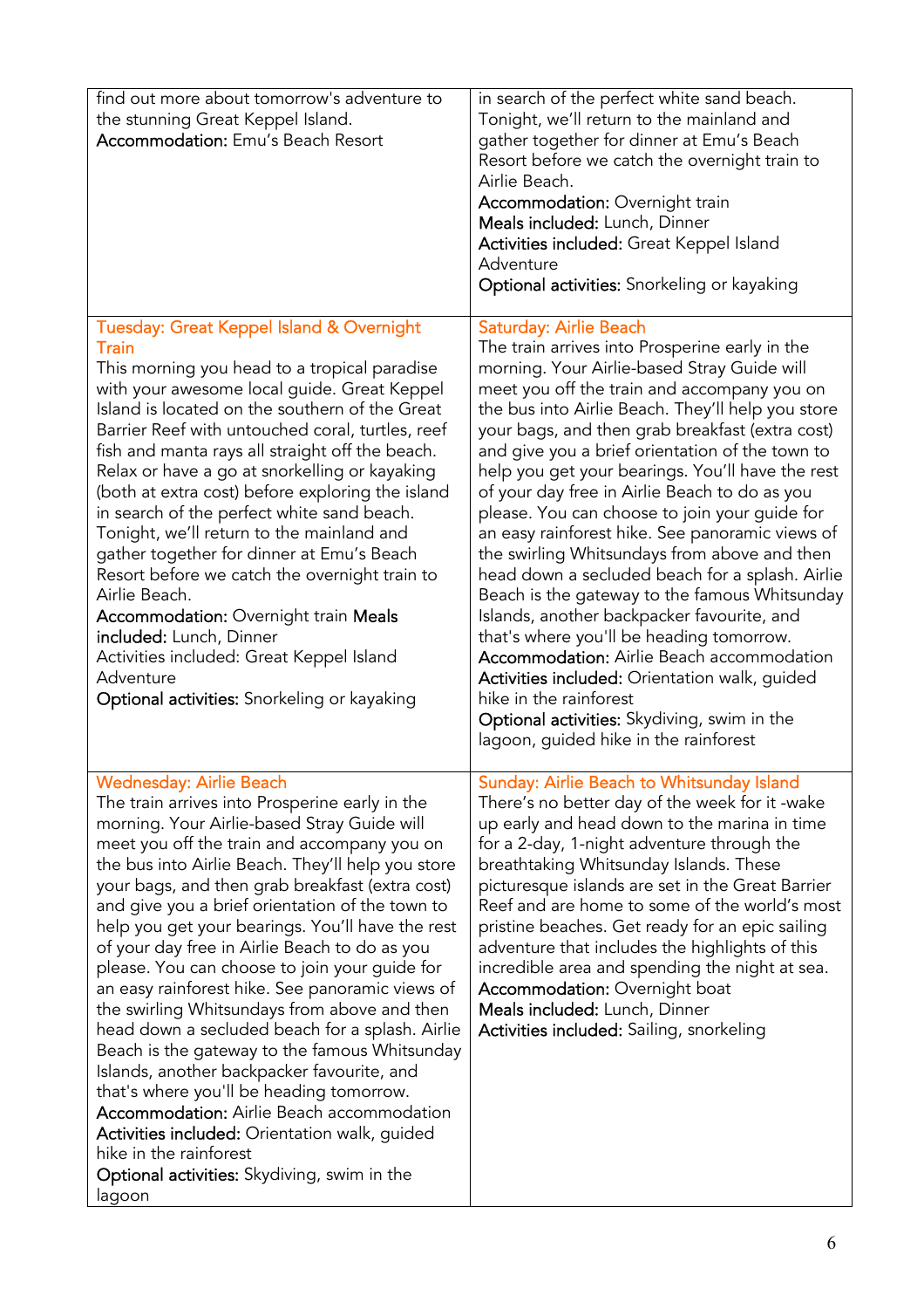| | |
|---|---|
| find out more about tomorrow's adventure to the stunning Great Keppel Island.<br>**Accommodation:** Emu's Beach Resort | in search of the perfect white sand beach. Tonight, we'll return to the mainland and gather together for dinner at Emu's Beach Resort before we catch the overnight train to Airlie Beach.<br>**Accommodation:** Overnight train<br>**Meals included:** Lunch, Dinner<br>**Activities included:** Great Keppel Island Adventure<br>**Optional activities:** Snorkeling or kayaking |
| **Tuesday: Great Keppel Island & Overnight Train**<br>This morning you head to a tropical paradise with your awesome local guide. Great Keppel Island is located on the southern of the Great Barrier Reef with untouched coral, turtles, reef fish and manta rays all straight off the beach. Relax or have a go at snorkelling or kayaking (both at extra cost) before exploring the island in search of the perfect white sand beach. Tonight, we'll return to the mainland and gather together for dinner at Emu's Beach Resort before we catch the overnight train to Airlie Beach.<br>**Accommodation:** Overnight train **Meals included:** Lunch, Dinner<br>Activities included: Great Keppel Island Adventure<br>**Optional activities:** Snorkeling or kayaking | **Saturday: Airlie Beach**<br>The train arrives into Prosperine early in the morning. Your Airlie-based Stray Guide will meet you off the train and accompany you on the bus into Airlie Beach. They'll help you store your bags, and then grab breakfast (extra cost) and give you a brief orientation of the town to help you get your bearings. You'll have the rest of your day free in Airlie Beach to do as you please. You can choose to join your guide for an easy rainforest hike. See panoramic views of the swirling Whitsundays from above and then head down a secluded beach for a splash. Airlie Beach is the gateway to the famous Whitsunday Islands, another backpacker favourite, and that's where you'll be heading tomorrow.<br>**Accommodation:** Airlie Beach accommodation<br>**Activities included:** Orientation walk, guided hike in the rainforest<br>**Optional activities:** Skydiving, swim in the lagoon, guided hike in the rainforest |
| **Wednesday: Airlie Beach**<br>The train arrives into Prosperine early in the morning. Your Airlie-based Stray Guide will meet you off the train and accompany you on the bus into Airlie Beach. They'll help you store your bags, and then grab breakfast (extra cost) and give you a brief orientation of the town to help you get your bearings. You'll have the rest of your day free in Airlie Beach to do as you please. You can choose to join your guide for an easy rainforest hike. See panoramic views of the swirling Whitsundays from above and then head down a secluded beach for a splash. Airlie Beach is the gateway to the famous Whitsunday Islands, another backpacker favourite, and that's where you'll be heading tomorrow.<br>**Accommodation:** Airlie Beach accommodation<br>**Activities included:** Orientation walk, guided hike in the rainforest<br>**Optional activities:** Skydiving, swim in the lagoon | **Sunday: Airlie Beach to Whitsunday Island**<br>There's no better day of the week for it -wake up early and head down to the marina in time for a 2-day, 1-night adventure through the breathtaking Whitsunday Islands. These picturesque islands are set in the Great Barrier Reef and are home to some of the world's most pristine beaches. Get ready for an epic sailing adventure that includes the highlights of this incredible area and spending the night at sea.<br>**Accommodation:** Overnight boat<br>**Meals included:** Lunch, Dinner<br>**Activities included:** Sailing, snorkeling |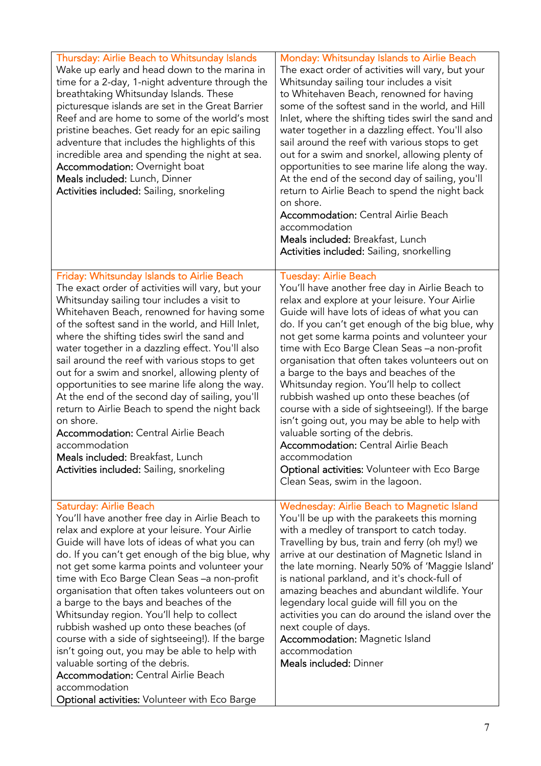### Thursday: Airlie Beach to Whitsunday Islands

Wake up early and head down to the marina in time for a 2-day, 1-night adventure through the breathtaking Whitsunday Islands. These picturesque islands are set in the Great Barrier Reef and are home to some of the world's most pristine beaches. Get ready for an epic sailing adventure that includes the highlights of this incredible area and spending the night at sea.

**Accommodation:** Overnight boat
**Meals included:** Lunch, Dinner
**Activities included:** Sailing, snorkeling

### Friday: Whitsunday Islands to Airlie Beach

The exact order of activities will vary, but your Whitsunday sailing tour includes a visit to Whitehaven Beach, renowned for having some of the softest sand in the world, and Hill Inlet, where the shifting tides swirl the sand and water together in a dazzling effect. You'll also sail around the reef with various stops to get out for a swim and snorkel, allowing plenty of opportunities to see marine life along the way. At the end of the second day of sailing, you'll return to Airlie Beach to spend the night back on shore.

**Accommodation:** Central Airlie Beach accommodation
**Meals included:** Breakfast, Lunch
**Activities included:** Sailing, snorkeling

### Saturday: Airlie Beach

You'll have another free day in Airlie Beach to relax and explore at your leisure. Your Airlie Guide will have lots of ideas of what you can do. If you can't get enough of the big blue, why not get some karma points and volunteer your time with Eco Barge Clean Seas –a non-profit organisation that often takes volunteers out on a barge to the bays and beaches of the Whitsunday region. You'll help to collect rubbish washed up onto these beaches (of course with a side of sightseeing!). If the barge isn't going out, you may be able to help with valuable sorting of the debris.

**Accommodation:** Central Airlie Beach accommodation
**Optional activities:** Volunteer with Eco Barge

### Monday: Whitsunday Islands to Airlie Beach

The exact order of activities will vary, but your Whitsunday sailing tour includes a visit to Whitehaven Beach, renowned for having some of the softest sand in the world, and Hill Inlet, where the shifting tides swirl the sand and water together in a dazzling effect. You'll also sail around the reef with various stops to get out for a swim and snorkel, allowing plenty of opportunities to see marine life along the way. At the end of the second day of sailing, you'll return to Airlie Beach to spend the night back on shore.

**Accommodation:** Central Airlie Beach accommodation
**Meals included:** Breakfast, Lunch
**Activities included:** Sailing, snorkelling

### Tuesday: Airlie Beach

You'll have another free day in Airlie Beach to relax and explore at your leisure. Your Airlie Guide will have lots of ideas of what you can do. If you can't get enough of the big blue, why not get some karma points and volunteer your time with Eco Barge Clean Seas –a non-profit organisation that often takes volunteers out on a barge to the bays and beaches of the Whitsunday region. You'll help to collect rubbish washed up onto these beaches (of course with a side of sightseeing!). If the barge isn't going out, you may be able to help with valuable sorting of the debris.

**Accommodation:** Central Airlie Beach accommodation
**Optional activities:** Volunteer with Eco Barge Clean Seas, swim in the lagoon.

### Wednesday: Airlie Beach to Magnetic Island

You'll be up with the parakeets this morning with a medley of transport to catch today. Travelling by bus, train and ferry (oh my!) we arrive at our destination of Magnetic Island in the late morning. Nearly 50% of 'Maggie Island' is national parkland, and it's chock-full of amazing beaches and abundant wildlife. Your legendary local guide will fill you on the activities you can do around the island over the next couple of days.

**Accommodation:** Magnetic Island accommodation
**Meals included:** Dinner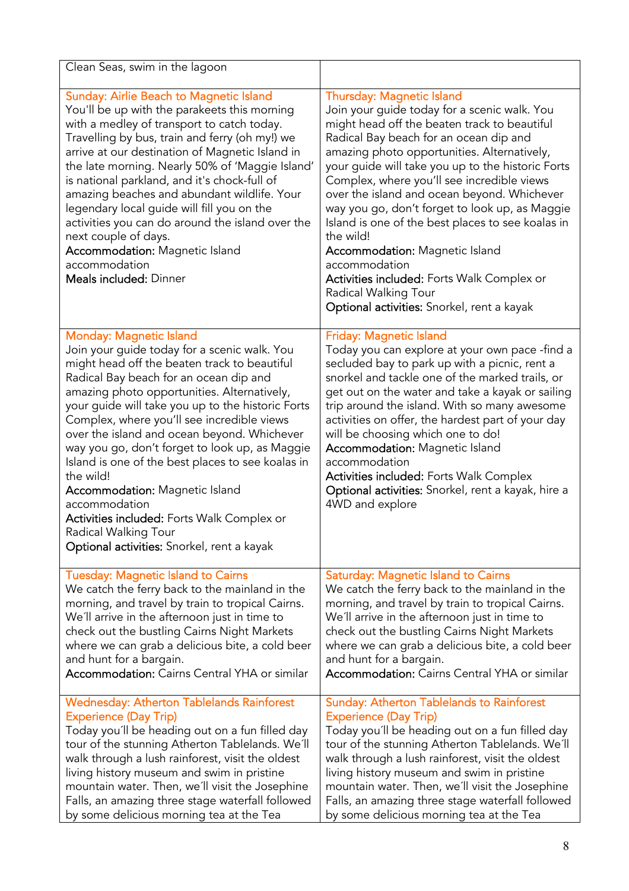| Clean Seas, swim in the lagoon | |
|---|---|
| Sunday: Airlie Beach to Magnetic Island<br>You'll be up with the parakeets this morning with a medley of transport to catch today. Travelling by bus, train and ferry (oh my!) we arrive at our destination of Magnetic Island in the late morning. Nearly 50% of 'Maggie Island' is national parkland, and it's chock-full of amazing beaches and abundant wildlife. Your legendary local guide will fill you on the activities you can do around the island over the next couple of days.<br>**Accommodation:** Magnetic Island accommodation<br>**Meals included:** Dinner | Thursday: Magnetic Island<br>Join your guide today for a scenic walk. You might head off the beaten track to beautiful Radical Bay beach for an ocean dip and amazing photo opportunities. Alternatively, your guide will take you up to the historic Forts Complex, where you'll see incredible views over the island and ocean beyond. Whichever way you go, don't forget to look up, as Maggie Island is one of the best places to see koalas in the wild!<br>**Accommodation:** Magnetic Island accommodation<br>**Activities included:** Forts Walk Complex or Radical Walking Tour<br>**Optional activities:** Snorkel, rent a kayak |
| Monday: Magnetic Island<br>Join your guide today for a scenic walk. You might head off the beaten track to beautiful Radical Bay beach for an ocean dip and amazing photo opportunities. Alternatively, your guide will take you up to the historic Forts Complex, where you'll see incredible views over the island and ocean beyond. Whichever way you go, don't forget to look up, as Maggie Island is one of the best places to see koalas in the wild!<br>**Accommodation:** Magnetic Island accommodation<br>**Activities included:** Forts Walk Complex or Radical Walking Tour<br>**Optional activities:** Snorkel, rent a kayak | Friday: Magnetic Island<br>Today you can explore at your own pace -find a secluded bay to park up with a picnic, rent a snorkel and tackle one of the marked trails, or get out on the water and take a kayak or sailing trip around the island. With so many awesome activities on offer, the hardest part of your day will be choosing which one to do!<br>**Accommodation:** Magnetic Island accommodation<br>**Activities included:** Forts Walk Complex<br>**Optional activities:** Snorkel, rent a kayak, hire a 4WD and explore |
| Tuesday: Magnetic Island to Cairns<br>We catch the ferry back to the mainland in the morning, and travel by train to tropical Cairns. We´ll arrive in the afternoon just in time to check out the bustling Cairns Night Markets where we can grab a delicious bite, a cold beer and hunt for a bargain.<br>**Accommodation:** Cairns Central YHA or similar | Saturday: Magnetic Island to Cairns<br>We catch the ferry back to the mainland in the morning, and travel by train to tropical Cairns. We´ll arrive in the afternoon just in time to check out the bustling Cairns Night Markets where we can grab a delicious bite, a cold beer and hunt for a bargain.<br>**Accommodation:** Cairns Central YHA or similar |
| Wednesday: Atherton Tablelands Rainforest Experience (Day Trip)<br>Today you´ll be heading out on a fun filled day tour of the stunning Atherton Tablelands. We´ll walk through a lush rainforest, visit the oldest living history museum and swim in pristine mountain water. Then, we´ll visit the Josephine Falls, an amazing three stage waterfall followed by some delicious morning tea at the Tea | Sunday: Atherton Tablelands to Rainforest Experience (Day Trip)<br>Today you´ll be heading out on a fun filled day tour of the stunning Atherton Tablelands. We´ll walk through a lush rainforest, visit the oldest living history museum and swim in pristine mountain water. Then, we´ll visit the Josephine Falls, an amazing three stage waterfall followed by some delicious morning tea at the Tea |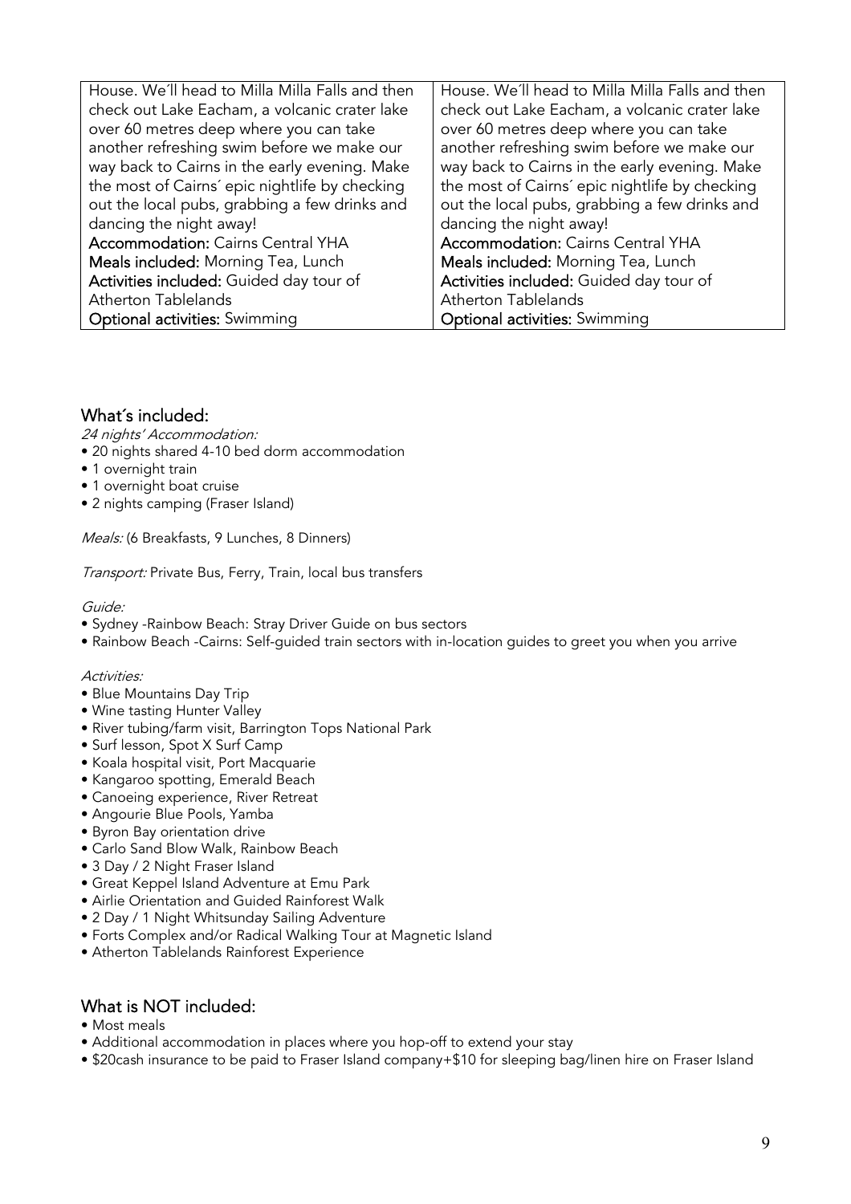| House. We´ll head to Milla Milla Falls and then check out Lake Eacham, a volcanic crater lake over 60 metres deep where you can take another refreshing swim before we make our way back to Cairns in the early evening. Make the most of Cairns´ epic nightlife by checking out the local pubs, grabbing a few drinks and dancing the night away!<br>**Accommodation:** Cairns Central YHA<br>**Meals included:** Morning Tea, Lunch<br>**Activities included:** Guided day tour of Atherton Tablelands<br>**Optional activities:** Swimming | House. We´ll head to Milla Milla Falls and then check out Lake Eacham, a volcanic crater lake over 60 metres deep where you can take another refreshing swim before we make our way back to Cairns in the early evening. Make the most of Cairns´ epic nightlife by checking out the local pubs, grabbing a few drinks and dancing the night away!<br>**Accommodation:** Cairns Central YHA<br>**Meals included:** Morning Tea, Lunch<br>**Activities included:** Guided day tour of Atherton Tablelands<br>**Optional activities:** Swimming |
|---|---|

## What´s included:

*24 nights' Accommodation:*

- 20 nights shared 4-10 bed dorm accommodation
- 1 overnight train
- 1 overnight boat cruise
- 2 nights camping (Fraser Island)

*Meals:* (6 Breakfasts, 9 Lunches, 8 Dinners)

*Transport:* Private Bus, Ferry, Train, local bus transfers

*Guide:*

- Sydney -Rainbow Beach: Stray Driver Guide on bus sectors
- Rainbow Beach -Cairns: Self-guided train sectors with in-location guides to greet you when you arrive

*Activities:*

- Blue Mountains Day Trip
- Wine tasting Hunter Valley
- River tubing/farm visit, Barrington Tops National Park
- Surf lesson, Spot X Surf Camp
- Koala hospital visit, Port Macquarie
- Kangaroo spotting, Emerald Beach
- Canoeing experience, River Retreat
- Angourie Blue Pools, Yamba
- Byron Bay orientation drive
- Carlo Sand Blow Walk, Rainbow Beach
- 3 Day / 2 Night Fraser Island
- Great Keppel Island Adventure at Emu Park
- Airlie Orientation and Guided Rainforest Walk
- 2 Day / 1 Night Whitsunday Sailing Adventure
- Forts Complex and/or Radical Walking Tour at Magnetic Island
- Atherton Tablelands Rainforest Experience

## What is NOT included:

- Most meals
- Additional accommodation in places where you hop-off to extend your stay
- $20cash insurance to be paid to Fraser Island company+$10 for sleeping bag/linen hire on Fraser Island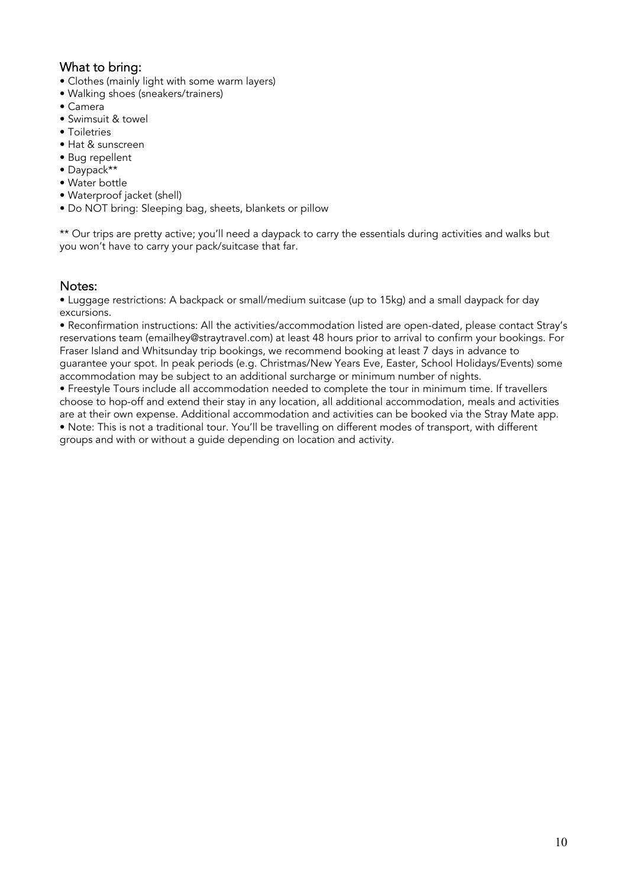## What to bring:

- Clothes (mainly light with some warm layers)
- Walking shoes (sneakers/trainers)
- Camera
- Swimsuit & towel
- Toiletries
- Hat & sunscreen
- Bug repellent
- Daypack**
- Water bottle
- Waterproof jacket (shell)
- Do NOT bring: Sleeping bag, sheets, blankets or pillow

** Our trips are pretty active; you'll need a daypack to carry the essentials during activities and walks but you won't have to carry your pack/suitcase that far.

## Notes:

- Luggage restrictions: A backpack or small/medium suitcase (up to 15kg) and a small daypack for day excursions.
- Reconfirmation instructions: All the activities/accommodation listed are open-dated, please contact Stray's reservations team (emailhey@straytravel.com) at least 48 hours prior to arrival to confirm your bookings. For Fraser Island and Whitsunday trip bookings, we recommend booking at least 7 days in advance to guarantee your spot. In peak periods (e.g. Christmas/New Years Eve, Easter, School Holidays/Events) some accommodation may be subject to an additional surcharge or minimum number of nights.
- Freestyle Tours include all accommodation needed to complete the tour in minimum time. If travellers choose to hop-off and extend their stay in any location, all additional accommodation, meals and activities are at their own expense. Additional accommodation and activities can be booked via the Stray Mate app.
- Note: This is not a traditional tour. You'll be travelling on different modes of transport, with different groups and with or without a guide depending on location and activity.